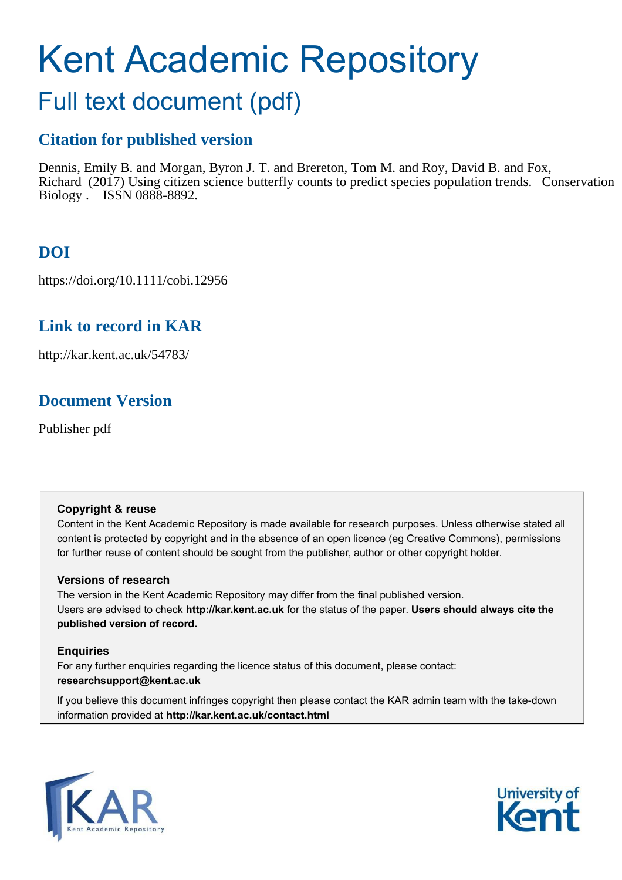# Kent Academic Repository

## Full text document (pdf)

### Citation for published version

Dennis, Emily B. and Morgan, Byron J. T. and Brereton, Tom M. and Roy, David B. and Fox, Richard (2017) Using citizen science butterfly counts to predict species population trends. Conservation Biology . ISSN 0888-8892.

### DOI

https://doi.org/10.1111/cobi.12956

### Link to record in KAR

http://kar.kent.ac.uk/54783/

### Document Version

Publisher pdf

**Copyright & reuse**

Content in the Kent Academic Repository is made available for research purposes. Unless otherwise stated all content is protected by copyright and in the absence of an open licence (eg Creative Commons), permissions for further reuse of content should be sought from the publisher, author or other copyright holder.

**Versions of research**

The version in the Kent Academic Repository may differ from the final published version.
Users are advised to check **http://kar.kent.ac.uk** for the status of the paper. **Users should always cite the published version of record.**

**Enquiries**

For any further enquiries regarding the licence status of this document, please contact:
**researchsupport@kent.ac.uk**

If you believe this document infringes copyright then please contact the KAR admin team with the take-down information provided at **http://kar.kent.ac.uk/contact.html**

KAR Kent Academic Repository

University of Kent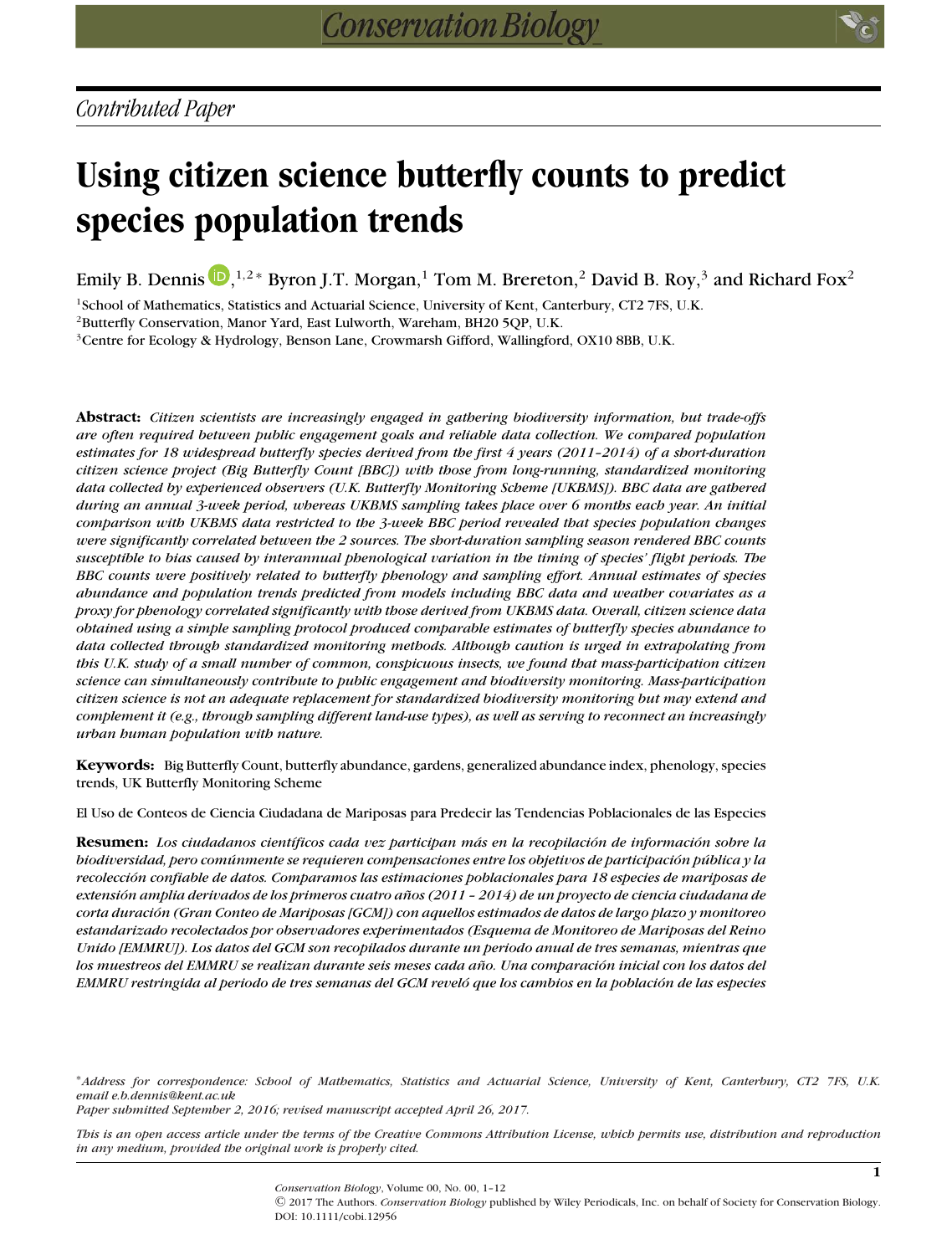## Contributed Paper

# Using citizen science butterfly counts to predict species population trends

Emily B. Dennis ,[1,2]* Byron J.T. Morgan,[1] Tom M. Brereton,[2] David B. Roy,[3] and Richard Fox[2]

[1]School of Mathematics, Statistics and Actuarial Science, University of Kent, Canterbury, CT2 7FS, U.K.

[2]Butterfly Conservation, Manor Yard, East Lulworth, Wareham, BH20 5QP, U.K.

[3]Centre for Ecology & Hydrology, Benson Lane, Crowmarsh Gifford, Wallingford, OX10 8BB, U.K.

**Abstract:** *Citizen scientists are increasingly engaged in gathering biodiversity information, but trade-offs are often required between public engagement goals and reliable data collection. We compared population estimates for 18 widespread butterfly species derived from the first 4 years (2011–2014) of a short-duration citizen science project (Big Butterfly Count [BBC]) with those from long-running, standardized monitoring data collected by experienced observers (U.K. Butterfly Monitoring Scheme [UKBMS]). BBC data are gathered during an annual 3-week period, whereas UKBMS sampling takes place over 6 months each year. An initial comparison with UKBMS data restricted to the 3-week BBC period revealed that species population changes were significantly correlated between the 2 sources. The short-duration sampling season rendered BBC counts susceptible to bias caused by interannual phenological variation in the timing of species' flight periods. The BBC counts were positively related to butterfly phenology and sampling effort. Annual estimates of species abundance and population trends predicted from models including BBC data and weather covariates as a proxy for phenology correlated significantly with those derived from UKBMS data. Overall, citizen science data obtained using a simple sampling protocol produced comparable estimates of butterfly species abundance to data collected through standardized monitoring methods. Although caution is urged in extrapolating from this U.K. study of a small number of common, conspicuous insects, we found that mass-participation citizen science can simultaneously contribute to public engagement and biodiversity monitoring. Mass-participation citizen science is not an adequate replacement for standardized biodiversity monitoring but may extend and complement it (e.g., through sampling different land-use types), as well as serving to reconnect an increasingly urban human population with nature.*

**Keywords:** Big Butterfly Count, butterfly abundance, gardens, generalized abundance index, phenology, species trends, UK Butterfly Monitoring Scheme

El Uso de Conteos de Ciencia Ciudadana de Mariposas para Predecir las Tendencias Poblacionales de las Especies

**Resumen:** *Los ciudadanos científicos cada vez participan más en la recopilación de información sobre la biodiversidad, pero comúnmente se requieren compensaciones entre los objetivos de participación pública y la recolección confiable de datos. Comparamos las estimaciones poblacionales para 18 especies de mariposas de extensión amplia derivados de los primeros cuatro años (2011 – 2014) de un proyecto de ciencia ciudadana de corta duración (Gran Conteo de Mariposas [GCM]) con aquellos estimados de datos de largo plazo y monitoreo estandarizado recolectados por observadores experimentados (Esquema de Monitoreo de Mariposas del Reino Unido [EMMRU]). Los datos del GCM son recopilados durante un periodo anual de tres semanas, mientras que los muestreos del EMMRU se realizan durante seis meses cada año. Una comparación inicial con los datos del EMMRU restringida al periodo de tres semanas del GCM reveló que los cambios en la población de las especies*

*Address for correspondence: School of Mathematics, Statistics and Actuarial Science, University of Kent, Canterbury, CT2 7FS, U.K. email e.b.dennis@kent.ac.uk

*Paper submitted September 2, 2016; revised manuscript accepted April 26, 2017.*

*This is an open access article under the terms of the Creative Commons Attribution License, which permits use, distribution and reproduction in any medium, provided the original work is properly cited.*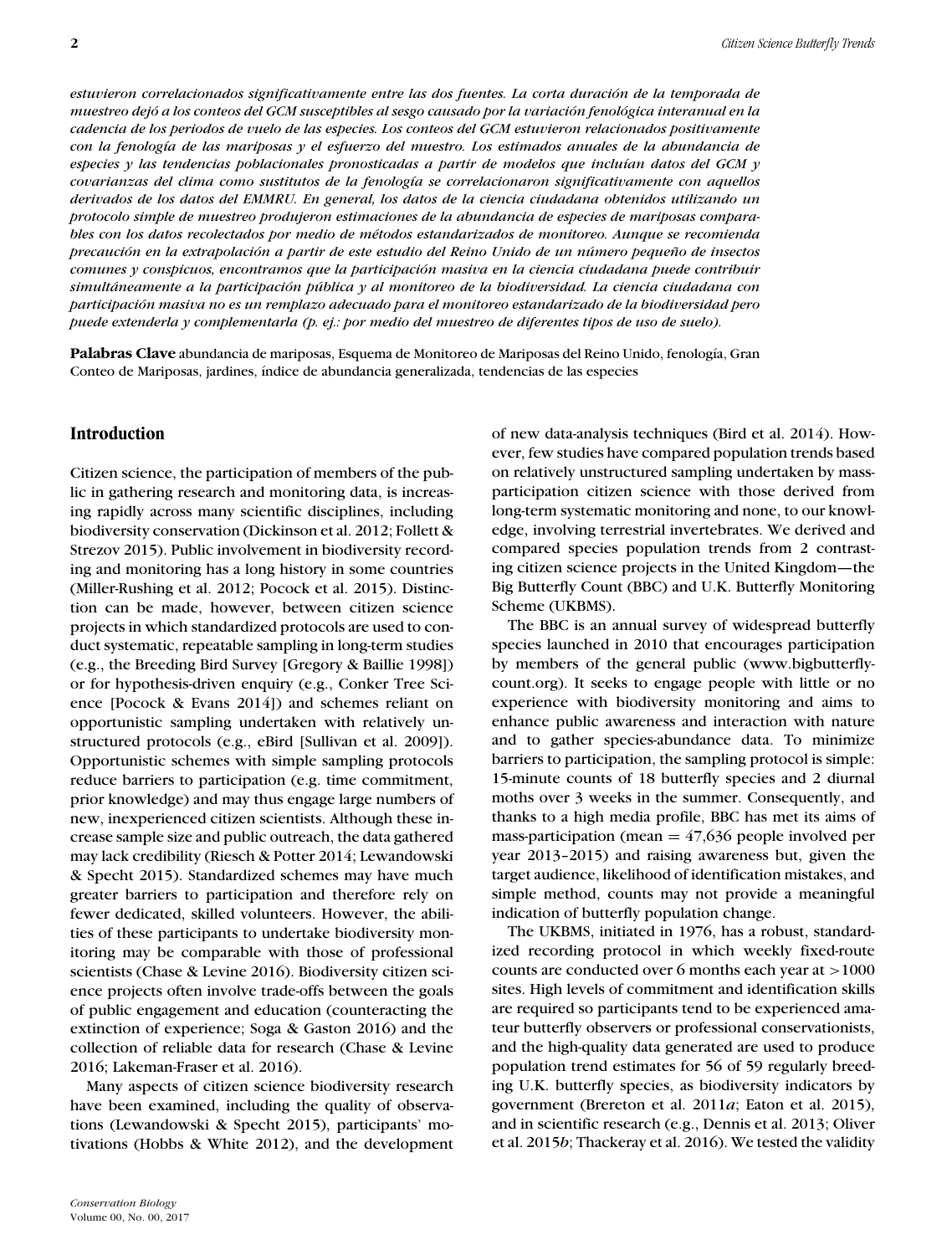*estuvieron correlacionados significativamente entre las dos fuentes. La corta duración de la temporada de muestreo dejó a los conteos del GCM susceptibles al sesgo causado por la variación fenológica interanual en la cadencia de los periodos de vuelo de las especies. Los conteos del GCM estuvieron relacionados positivamente con la fenología de las mariposas y el esfuerzo del muestreo. Los estimados anuales de la abundancia de especies y las tendencias poblacionales pronosticadas a partir de modelos que incluían datos del GCM y covarianzas del clima como sustitutos de la fenología se correlacionaron significativamente con aquellos derivados de los datos del EMMRU. En general, los datos de la ciencia ciudadana obtenidos utilizando un protocolo simple de muestreo produjeron estimaciones de la abundancia de especies de mariposas comparables con los datos recolectados por medio de métodos estandarizados de monitoreo. Aunque se recomienda precaución en la extrapolación a partir de este estudio del Reino Unido de un número pequeño de insectos comunes y conspicuos, encontramos que la participación masiva en la ciencia ciudadana puede contribuir simultáneamente a la participación pública y al monitoreo de la biodiversidad. La ciencia ciudadana con participación masiva no es un remplazo adecuado para el monitoreo estandarizado de la biodiversidad pero puede extenderla y complementarla (p. ej.: por medio del muestreo de diferentes tipos de uso de suelo).*

**Palabras Clave** abundancia de mariposas, Esquema de Monitoreo de Mariposas del Reino Unido, fenología, Gran Conteo de Mariposas, jardines, índice de abundancia generalizada, tendencias de las especies

## Introduction

Citizen science, the participation of members of the public in gathering research and monitoring data, is increasing rapidly across many scientific disciplines, including biodiversity conservation (Dickinson et al. 2012; Follett & Strezov 2015). Public involvement in biodiversity recording and monitoring has a long history in some countries (Miller-Rushing et al. 2012; Pocock et al. 2015). Distinction can be made, however, between citizen science projects in which standardized protocols are used to conduct systematic, repeatable sampling in long-term studies (e.g., the Breeding Bird Survey [Gregory & Baillie 1998]) or for hypothesis-driven enquiry (e.g., Conker Tree Science [Pocock & Evans 2014]) and schemes reliant on opportunistic sampling undertaken with relatively unstructured protocols (e.g., eBird [Sullivan et al. 2009]). Opportunistic schemes with simple sampling protocols reduce barriers to participation (e.g. time commitment, prior knowledge) and may thus engage large numbers of new, inexperienced citizen scientists. Although these increase sample size and public outreach, the data gathered may lack credibility (Riesch & Potter 2014; Lewandowski & Specht 2015). Standardized schemes may have much greater barriers to participation and therefore rely on fewer dedicated, skilled volunteers. However, the abilities of these participants to undertake biodiversity monitoring may be comparable with those of professional scientists (Chase & Levine 2016). Biodiversity citizen science projects often involve trade-offs between the goals of public engagement and education (counteracting the extinction of experience; Soga & Gaston 2016) and the collection of reliable data for research (Chase & Levine 2016; Lakeman-Fraser et al. 2016).

Many aspects of citizen science biodiversity research have been examined, including the quality of observations (Lewandowski & Specht 2015), participants' motivations (Hobbs & White 2012), and the development of new data-analysis techniques (Bird et al. 2014). However, few studies have compared population trends based on relatively unstructured sampling undertaken by mass-participation citizen science with those derived from long-term systematic monitoring and none, to our knowledge, involving terrestrial invertebrates. We derived and compared species population trends from 2 contrasting citizen science projects in the United Kingdom—the Big Butterfly Count (BBC) and U.K. Butterfly Monitoring Scheme (UKBMS).

The BBC is an annual survey of widespread butterfly species launched in 2010 that encourages participation by members of the general public (www.bigbutterflycount.org). It seeks to engage people with little or no experience with biodiversity monitoring and aims to enhance public awareness and interaction with nature and to gather species-abundance data. To minimize barriers to participation, the sampling protocol is simple: 15-minute counts of 18 butterfly species and 2 diurnal moths over 3 weeks in the summer. Consequently, and thanks to a high media profile, BBC has met its aims of mass-participation (mean = 47,636 people involved per year 2013–2015) and raising awareness but, given the target audience, likelihood of identification mistakes, and simple method, counts may not provide a meaningful indication of butterfly population change.

The UKBMS, initiated in 1976, has a robust, standardized recording protocol in which weekly fixed-route counts are conducted over 6 months each year at >1000 sites. High levels of commitment and identification skills are required so participants tend to be experienced amateur butterfly observers or professional conservationists, and the high-quality data generated are used to produce population trend estimates for 56 of 59 regularly breeding U.K. butterfly species, as biodiversity indicators by government (Brereton et al. 2011*a*; Eaton et al. 2015), and in scientific research (e.g., Dennis et al. 2013; Oliver et al. 2015*b*; Thackeray et al. 2016). We tested the validity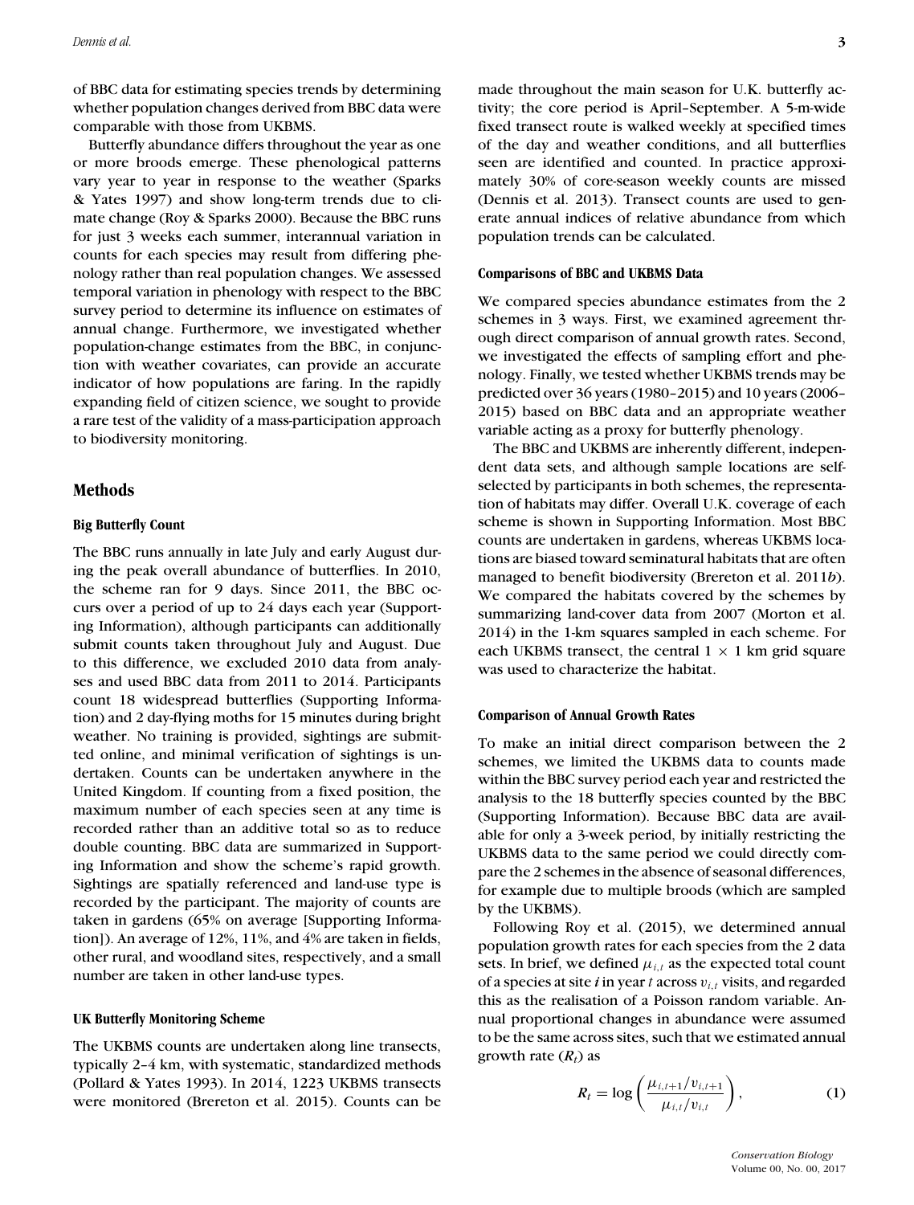of BBC data for estimating species trends by determining whether population changes derived from BBC data were comparable with those from UKBMS.

Butterfly abundance differs throughout the year as one or more broods emerge. These phenological patterns vary year to year in response to the weather (Sparks & Yates 1997) and show long-term trends due to climate change (Roy & Sparks 2000). Because the BBC runs for just 3 weeks each summer, interannual variation in counts for each species may result from differing phenology rather than real population changes. We assessed temporal variation in phenology with respect to the BBC survey period to determine its influence on estimates of annual change. Furthermore, we investigated whether population-change estimates from the BBC, in conjunction with weather covariates, can provide an accurate indicator of how populations are faring. In the rapidly expanding field of citizen science, we sought to provide a rare test of the validity of a mass-participation approach to biodiversity monitoring.

## Methods

### Big Butterfly Count

The BBC runs annually in late July and early August during the peak overall abundance of butterflies. In 2010, the scheme ran for 9 days. Since 2011, the BBC occurs over a period of up to 24 days each year (Supporting Information), although participants can additionally submit counts taken throughout July and August. Due to this difference, we excluded 2010 data from analyses and used BBC data from 2011 to 2014. Participants count 18 widespread butterflies (Supporting Information) and 2 day-flying moths for 15 minutes during bright weather. No training is provided, sightings are submitted online, and minimal verification of sightings is undertaken. Counts can be undertaken anywhere in the United Kingdom. If counting from a fixed position, the maximum number of each species seen at any time is recorded rather than an additive total so as to reduce double counting. BBC data are summarized in Supporting Information and show the scheme's rapid growth. Sightings are spatially referenced and land-use type is recorded by the participant. The majority of counts are taken in gardens (65% on average [Supporting Information]). An average of 12%, 11%, and 4% are taken in fields, other rural, and woodland sites, respectively, and a small number are taken in other land-use types.

### UK Butterfly Monitoring Scheme

The UKBMS counts are undertaken along line transects, typically 2–4 km, with systematic, standardized methods (Pollard & Yates 1993). In 2014, 1223 UKBMS transects were monitored (Brereton et al. 2015). Counts can be made throughout the main season for U.K. butterfly activity; the core period is April–September. A 5-m-wide fixed transect route is walked weekly at specified times of the day and weather conditions, and all butterflies seen are identified and counted. In practice approximately 30% of core-season weekly counts are missed (Dennis et al. 2013). Transect counts are used to generate annual indices of relative abundance from which population trends can be calculated.

### Comparisons of BBC and UKBMS Data

We compared species abundance estimates from the 2 schemes in 3 ways. First, we examined agreement through direct comparison of annual growth rates. Second, we investigated the effects of sampling effort and phenology. Finally, we tested whether UKBMS trends may be predicted over 36 years (1980–2015) and 10 years (2006–2015) based on BBC data and an appropriate weather variable acting as a proxy for butterfly phenology.

The BBC and UKBMS are inherently different, independent data sets, and although sample locations are self-selected by participants in both schemes, the representation of habitats may differ. Overall U.K. coverage of each scheme is shown in Supporting Information. Most BBC counts are undertaken in gardens, whereas UKBMS locations are biased toward seminatural habitats that are often managed to benefit biodiversity (Brereton et al. 2011*b*). We compared the habitats covered by the schemes by summarizing land-cover data from 2007 (Morton et al. 2014) in the 1-km squares sampled in each scheme. For each UKBMS transect, the central $1 \times 1$ km grid square was used to characterize the habitat.

### Comparison of Annual Growth Rates

To make an initial direct comparison between the 2 schemes, we limited the UKBMS data to counts made within the BBC survey period each year and restricted the analysis to the 18 butterfly species counted by the BBC (Supporting Information). Because BBC data are available for only a 3-week period, by initially restricting the UKBMS data to the same period we could directly compare the 2 schemes in the absence of seasonal differences, for example due to multiple broods (which are sampled by the UKBMS).

Following Roy et al. (2015), we determined annual population growth rates for each species from the 2 data sets. In brief, we defined $\mu_{i,t}$ as the expected total count of a species at site $i$ in year $t$ across $v_{i,t}$ visits, and regarded this as the realisation of a Poisson random variable. Annual proportional changes in abundance were assumed to be the same across sites, such that we estimated annual growth rate ($R_t$) as

$$R_t = \log\left(\frac{\mu_{i,t+1}/v_{i,t+1}}{\mu_{i,t}/v_{i,t}}\right), \tag{1}$$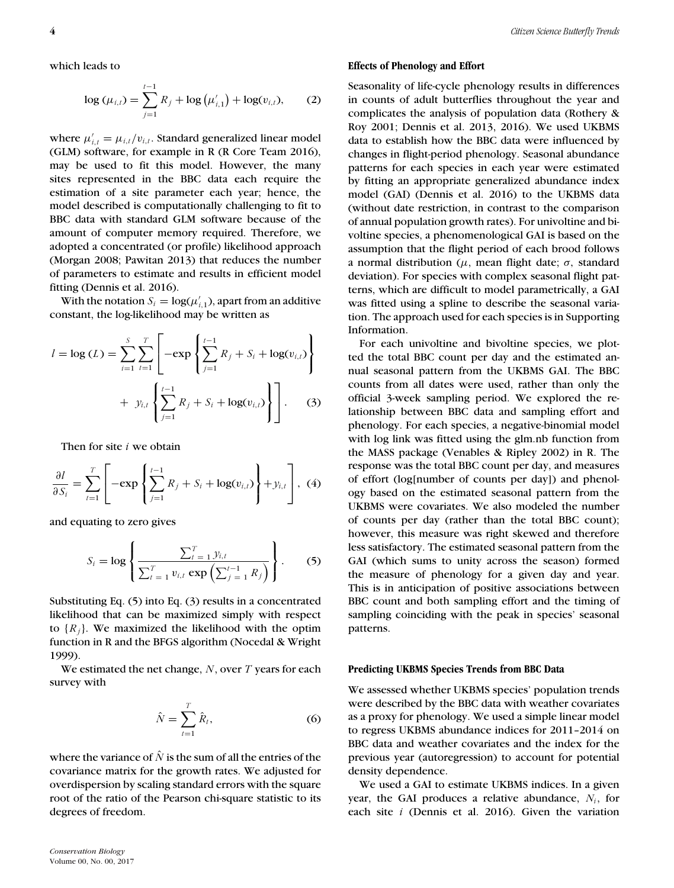which leads to

$$\log(\mu_{i,t}) = \sum_{j=1}^{t-1} R_j + \log(\mu'_{i,1}) + \log(v_{i,t}), \qquad (2)$$

where $\mu'_{i,t} = \mu_{i,t}/v_{i,t}$. Standard generalized linear model (GLM) software, for example in R (R Core Team 2016), may be used to fit this model. However, the many sites represented in the BBC data each require the estimation of a site parameter each year; hence, the model described is computationally challenging to fit to BBC data with standard GLM software because of the amount of computer memory required. Therefore, we adopted a concentrated (or profile) likelihood approach (Morgan 2008; Pawitan 2013) that reduces the number of parameters to estimate and results in efficient model fitting (Dennis et al. 2016).

With the notation $S_i = \log(\mu'_{i,1})$, apart from an additive constant, the log-likelihood may be written as

$$l = \log(L) = \sum_{i=1}^{S} \sum_{t=1}^{T} \left[ -\exp\left\{ \sum_{j=1}^{t-1} R_j + S_i + \log(v_{i,t}) \right\} + y_{i,t} \left\{ \sum_{j=1}^{t-1} R_j + S_i + \log(v_{i,t}) \right\} \right]. \qquad (3)$$

Then for site $i$ we obtain

$$\frac{\partial l}{\partial S_i} = \sum_{t=1}^{T} \left[ -\exp\left\{ \sum_{j=1}^{t-1} R_j + S_i + \log(v_{i,t}) \right\} + y_{i,t} \right], \qquad (4)$$

and equating to zero gives

$$S_i = \log\left\{ \frac{\sum_{t=1}^{T} y_{i,t}}{\sum_{t=1}^{T} v_{i,t} \exp\left( \sum_{j=1}^{t-1} R_j \right)} \right\}. \qquad (5)$$

Substituting Eq. (5) into Eq. (3) results in a concentrated likelihood that can be maximized simply with respect to $\{R_j\}$. We maximized the likelihood with the optim function in R and the BFGS algorithm (Nocedal & Wright 1999).

We estimated the net change, $N$, over $T$ years for each survey with

$$\hat{N} = \sum_{t=1}^{T} \hat{R}_t, \qquad (6)$$

where the variance of $\hat{N}$ is the sum of all the entries of the covariance matrix for the growth rates. We adjusted for overdispersion by scaling standard errors with the square root of the ratio of the Pearson chi-square statistic to its degrees of freedom.

#### Effects of Phenology and Effort

Seasonality of life-cycle phenology results in differences in counts of adult butterflies throughout the year and complicates the analysis of population data (Rothery & Roy 2001; Dennis et al. 2013, 2016). We used UKBMS data to establish how the BBC data were influenced by changes in flight-period phenology. Seasonal abundance patterns for each species in each year were estimated by fitting an appropriate generalized abundance index model (GAI) (Dennis et al. 2016) to the UKBMS data (without date restriction, in contrast to the comparison of annual population growth rates). For univoltine and bivoltine species, a phenomenological GAI is based on the assumption that the flight period of each brood follows a normal distribution ($\mu$, mean flight date; $\sigma$, standard deviation). For species with complex seasonal flight patterns, which are difficult to model parametrically, a GAI was fitted using a spline to describe the seasonal variation. The approach used for each species is in Supporting Information.

For each univoltine and bivoltine species, we plotted the total BBC count per day and the estimated annual seasonal pattern from the UKBMS GAI. The BBC counts from all dates were used, rather than only the official 3-week sampling period. We explored the relationship between BBC data and sampling effort and phenology. For each species, a negative-binomial model with log link was fitted using the glm.nb function from the MASS package (Venables & Ripley 2002) in R. The response was the total BBC count per day, and measures of effort (log[number of counts per day]) and phenology based on the estimated seasonal pattern from the UKBMS were covariates. We also modeled the number of counts per day (rather than the total BBC count); however, this measure was right skewed and therefore less satisfactory. The estimated seasonal pattern from the GAI (which sums to unity across the season) formed the measure of phenology for a given day and year. This is in anticipation of positive associations between BBC count and both sampling effort and the timing of sampling coinciding with the peak in species' seasonal patterns.

#### Predicting UKBMS Species Trends from BBC Data

We assessed whether UKBMS species' population trends were described by the BBC data with weather covariates as a proxy for phenology. We used a simple linear model to regress UKBMS abundance indices for 2011–2014 on BBC data and weather covariates and the index for the previous year (autoregression) to account for potential density dependence.

We used a GAI to estimate UKBMS indices. In a given year, the GAI produces a relative abundance, $N_i$, for each site $i$ (Dennis et al. 2016). Given the variation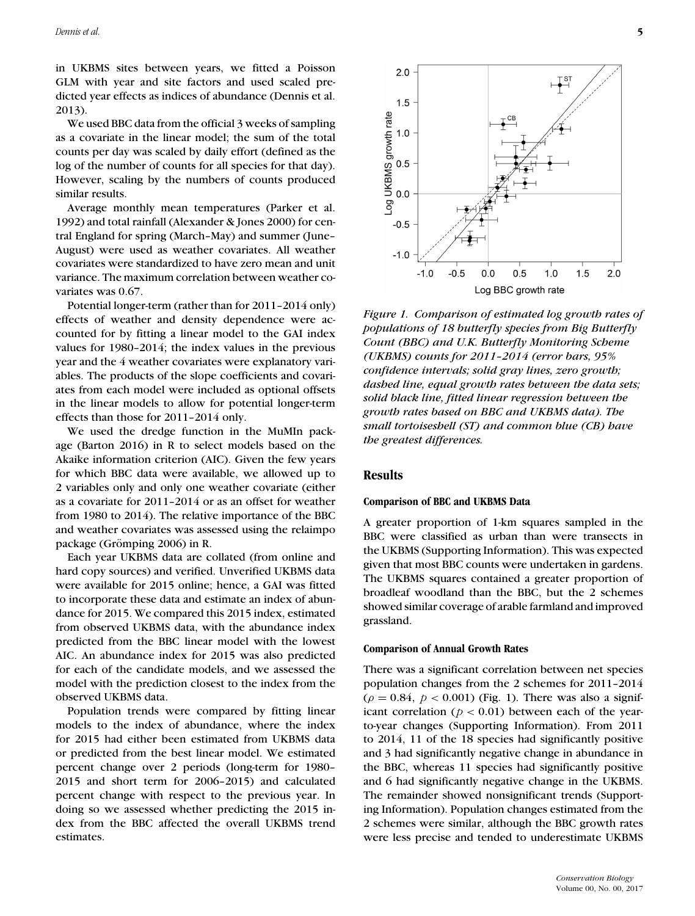in UKBMS sites between years, we fitted a Poisson GLM with year and site factors and used scaled predicted year effects as indices of abundance (Dennis et al. 2013).

We used BBC data from the official 3 weeks of sampling as a covariate in the linear model; the sum of the total counts per day was scaled by daily effort (defined as the log of the number of counts for all species for that day). However, scaling by the numbers of counts produced similar results.

Average monthly mean temperatures (Parker et al. 1992) and total rainfall (Alexander & Jones 2000) for central England for spring (March–May) and summer (June–August) were used as weather covariates. All weather covariates were standardized to have zero mean and unit variance. The maximum correlation between weather covariates was 0.67.

Potential longer-term (rather than for 2011–2014 only) effects of weather and density dependence were accounted for by fitting a linear model to the GAI index values for 1980–2014; the index values in the previous year and the 4 weather covariates were explanatory variables. The products of the slope coefficients and covariates from each model were included as optional offsets in the linear models to allow for potential longer-term effects than those for 2011–2014 only.

We used the dredge function in the MuMIn package (Barton 2016) in R to select models based on the Akaike information criterion (AIC). Given the few years for which BBC data were available, we allowed up to 2 variables only and only one weather covariate (either as a covariate for 2011–2014 or as an offset for weather from 1980 to 2014). The relative importance of the BBC and weather covariates was assessed using the relaimpo package (Grömping 2006) in R.

Each year UKBMS data are collated (from online and hard copy sources) and verified. Unverified UKBMS data were available for 2015 online; hence, a GAI was fitted to incorporate these data and estimate an index of abundance for 2015. We compared this 2015 index, estimated from observed UKBMS data, with the abundance index predicted from the BBC linear model with the lowest AIC. An abundance index for 2015 was also predicted for each of the candidate models, and we assessed the model with the prediction closest to the index from the observed UKBMS data.

Population trends were compared by fitting linear models to the index of abundance, where the index for 2015 had either been estimated from UKBMS data or predicted from the best linear model. We estimated percent change over 2 periods (long-term for 1980–2015 and short term for 2006–2015) and calculated percent change with respect to the previous year. In doing so we assessed whether predicting the 2015 index from the BBC affected the overall UKBMS trend estimates.

2.0
1.5
1.0
0.5
0.0
-0.5
-1.0
Log UKBMS growth rate
ST
CB
-1.0 -0.5 0.0 0.5 1.0 1.5 2.0
Log BBC growth rate

*Figure 1. Comparison of estimated log growth rates of populations of 18 butterfly species from Big Butterfly Count (BBC) and U.K. Butterfly Monitoring Scheme (UKBMS) counts for 2011–2014 (error bars, 95% confidence intervals; solid gray lines, zero growth; dashed line, equal growth rates between the data sets; solid black line, fitted linear regression between the growth rates based on BBC and UKBMS data). The small tortoiseshell (ST) and common blue (CB) have the greatest differences.*

## Results

### Comparison of BBC and UKBMS Data

A greater proportion of 1-km squares sampled in the BBC were classified as urban than were transects in the UKBMS (Supporting Information). This was expected given that most BBC counts were undertaken in gardens. The UKBMS squares contained a greater proportion of broadleaf woodland than the BBC, but the 2 schemes showed similar coverage of arable farmland and improved grassland.

### Comparison of Annual Growth Rates

There was a significant correlation between net species population changes from the 2 schemes for 2011–2014 ($\rho = 0.84$, $p < 0.001$) (Fig. 1). There was also a significant correlation ($p < 0.01$) between each of the year-to-year changes (Supporting Information). From 2011 to 2014, 11 of the 18 species had significantly positive and 3 had significantly negative change in abundance in the BBC, whereas 11 species had significantly positive and 6 had significantly negative change in the UKBMS. The remainder showed nonsignificant trends (Supporting Information). Population changes estimated from the 2 schemes were similar, although the BBC growth rates were less precise and tended to underestimate UKBMS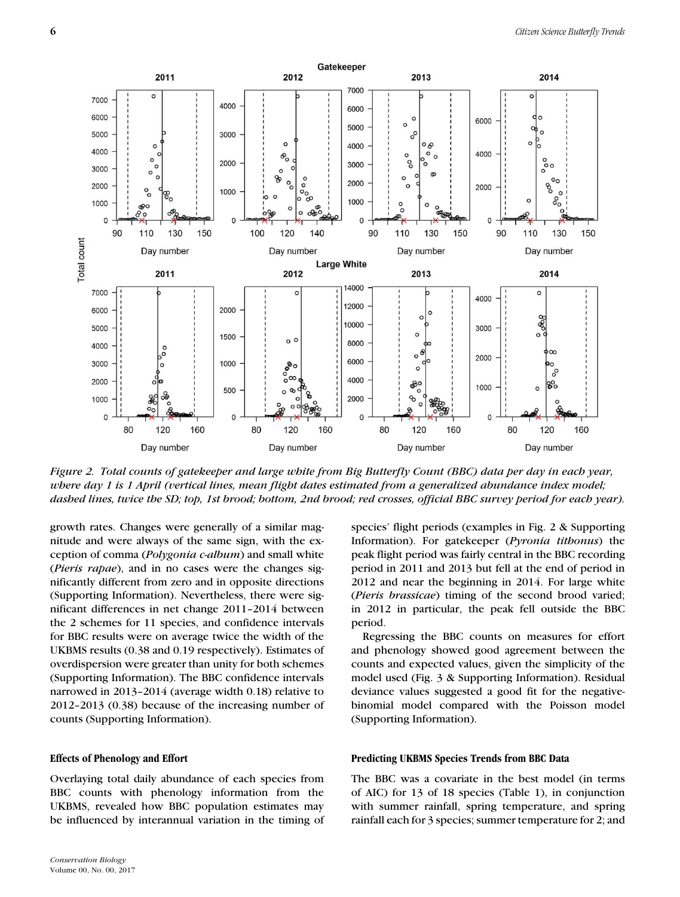Gatekeeper

2011

2012

2013

2014

Total count

Day number

Large White

Figure 2. Total counts of gatekeeper and large white from Big Butterfly Count (BBC) data per day in each year, where day 1 is 1 April (vertical lines, mean flight dates estimated from a generalized abundance index model; dashed lines, twice the SD; top, 1st brood; bottom, 2nd brood; red crosses, official BBC survey period for each year).

growth rates. Changes were generally of a similar magnitude and were always of the same sign, with the exception of comma (*Polygonia c-album*) and small white (*Pieris rapae*), and in no cases were the changes significantly different from zero and in opposite directions (Supporting Information). Nevertheless, there were significant differences in net change 2011–2014 between the 2 schemes for 11 species, and confidence intervals for BBC results were on average twice the width of the UKBMS results (0.38 and 0.19 respectively). Estimates of overdispersion were greater than unity for both schemes (Supporting Information). The BBC confidence intervals narrowed in 2013–2014 (average width 0.18) relative to 2012–2013 (0.38) because of the increasing number of counts (Supporting Information).

#### Effects of Phenology and Effort

Overlaying total daily abundance of each species from BBC counts with phenology information from the UKBMS, revealed how BBC population estimates may be influenced by interannual variation in the timing of species' flight periods (examples in Fig. 2 & Supporting Information). For gatekeeper (*Pyronia tithonus*) the peak flight period was fairly central in the BBC recording period in 2011 and 2013 but fell at the end of period in 2012 and near the beginning in 2014. For large white (*Pieris brassicae*) timing of the second brood varied; in 2012 in particular, the peak fell outside the BBC period.

Regressing the BBC counts on measures for effort and phenology showed good agreement between the counts and expected values, given the simplicity of the model used (Fig. 3 & Supporting Information). Residual deviance values suggested a good fit for the negative-binomial model compared with the Poisson model (Supporting Information).

#### Predicting UKBMS Species Trends from BBC Data

The BBC was a covariate in the best model (in terms of AIC) for 13 of 18 species (Table 1), in conjunction with summer rainfall, spring temperature, and spring rainfall each for 3 species; summer temperature for 2; and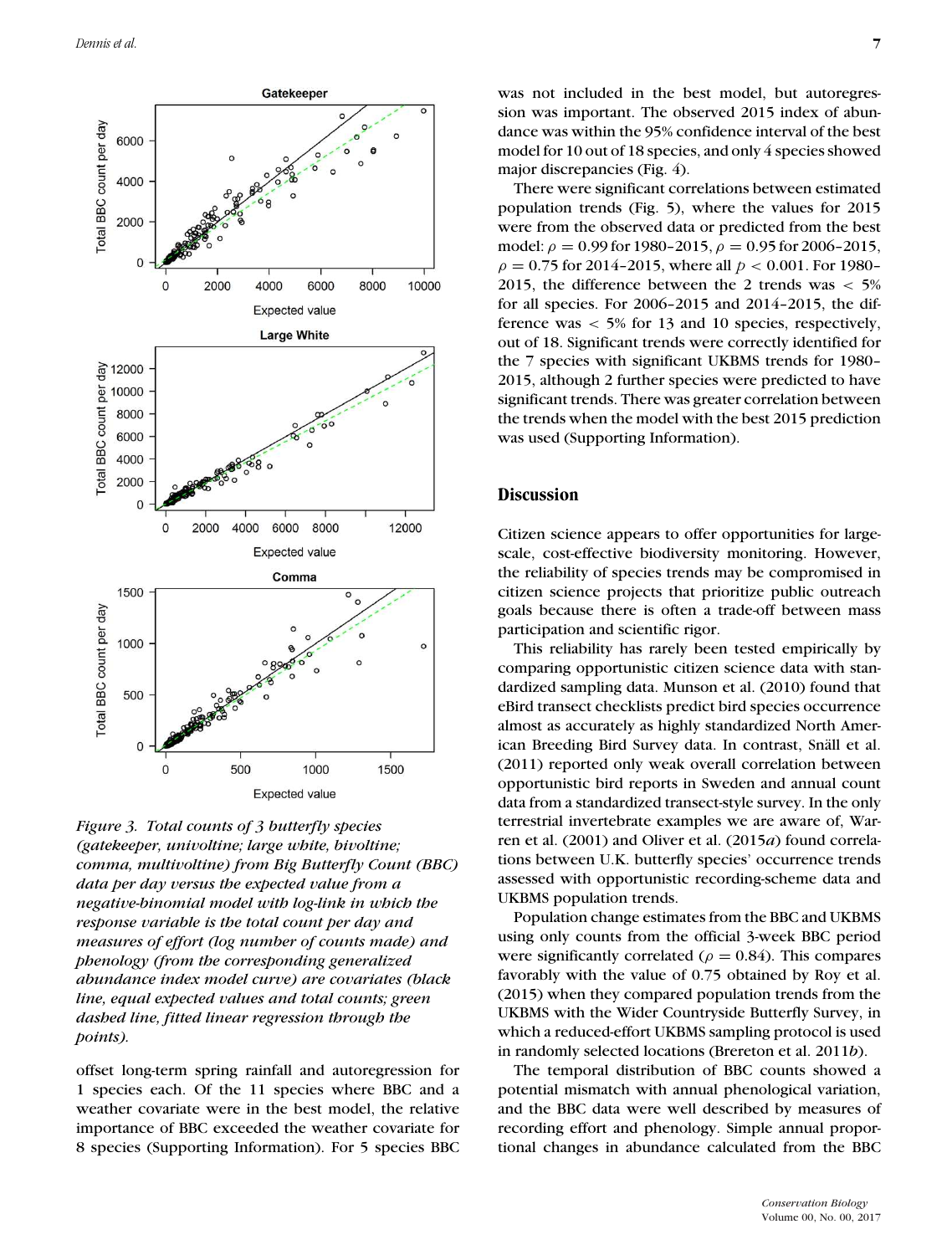Gatekeeper

Total BBC count per day

0
2000
4000
6000

0 2000 4000 6000 8000 10000

Expected value

Large White

Total BBC count per day

0
2000
4000
6000
8000
10000
12000

0 2000 4000 6000 8000 12000

Expected value

Comma

Total BBC count per day

0
500
1000
1500

0 500 1000 1500

Expected value

*Figure 3. Total counts of 3 butterfly species (gatekeeper, univoltine; large white, bivoltine; comma, multivoltine) from Big Butterfly Count (BBC) data per day versus the expected value from a negative-binomial model with log-link in which the response variable is the total count per day and measures of effort (log number of counts made) and phenology (from the corresponding generalized abundance index model curve) are covariates (black line, equal expected values and total counts; green dashed line, fitted linear regression through the points).*

offset long-term spring rainfall and autoregression for 1 species each. Of the 11 species where BBC and a weather covariate were in the best model, the relative importance of BBC exceeded the weather covariate for 8 species (Supporting Information). For 5 species BBC was not included in the best model, but autoregression was important. The observed 2015 index of abundance was within the 95% confidence interval of the best model for 10 out of 18 species, and only 4 species showed major discrepancies (Fig. 4).

There were significant correlations between estimated population trends (Fig. 5), where the values for 2015 were from the observed data or predicted from the best model: $\rho = 0.99$ for 1980–2015, $\rho = 0.95$ for 2006–2015, $\rho = 0.75$ for 2014–2015, where all $p < 0.001$. For 1980–2015, the difference between the 2 trends was $< 5\%$ for all species. For 2006–2015 and 2014–2015, the difference was $< 5\%$ for 13 and 10 species, respectively, out of 18. Significant trends were correctly identified for the 7 species with significant UKBMS trends for 1980–2015, although 2 further species were predicted to have significant trends. There was greater correlation between the trends when the model with the best 2015 prediction was used (Supporting Information).

## Discussion

Citizen science appears to offer opportunities for large-scale, cost-effective biodiversity monitoring. However, the reliability of species trends may be compromised in citizen science projects that prioritize public outreach goals because there is often a trade-off between mass participation and scientific rigor.

This reliability has rarely been tested empirically by comparing opportunistic citizen science data with standardized sampling data. Munson et al. (2010) found that eBird transect checklists predict bird species occurrence almost as accurately as highly standardized North American Breeding Bird Survey data. In contrast, Snäll et al. (2011) reported only weak overall correlation between opportunistic bird reports in Sweden and annual count data from a standardized transect-style survey. In the only terrestrial invertebrate examples we are aware of, Warren et al. (2001) and Oliver et al. (2015*a*) found correlations between U.K. butterfly species' occurrence trends assessed with opportunistic recording-scheme data and UKBMS population trends.

Population change estimates from the BBC and UKBMS using only counts from the official 3-week BBC period were significantly correlated ($\rho = 0.84$). This compares favorably with the value of 0.75 obtained by Roy et al. (2015) when they compared population trends from the UKBMS with the Wider Countryside Butterfly Survey, in which a reduced-effort UKBMS sampling protocol is used in randomly selected locations (Brereton et al. 2011*b*).

The temporal distribution of BBC counts showed a potential mismatch with annual phenological variation, and the BBC data were well described by measures of recording effort and phenology. Simple annual proportional changes in abundance calculated from the BBC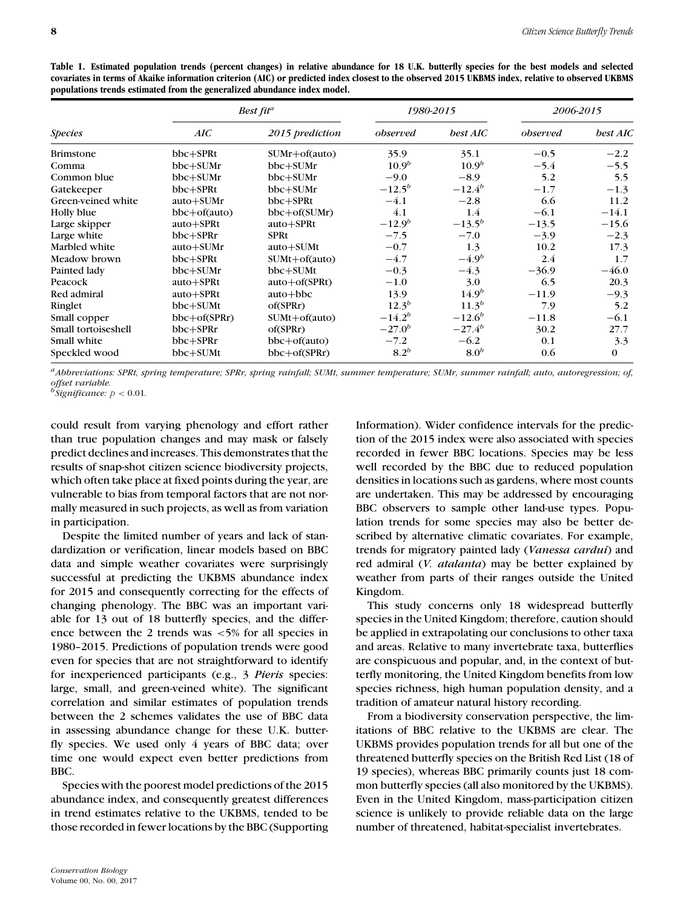**Table 1. Estimated population trends (percent changes) in relative abundance for 18 U.K. butterfly species for the best models and selected covariates in terms of Akaike information criterion (AIC) or predicted index closest to the observed 2015 UKBMS index, relative to observed UKBMS populations trends estimated from the generalized abundance index model.**

| | *Best fit*[a] | | *1980-2015* | | *2006-2015* | |
|---|---|---|---|---|---|---|
| *Species* | *AIC* | *2015 prediction* | *observed* | *best AIC* | *observed* | *best AIC* |
| Brimstone | bbc+SPRt | SUMr+of(auto) | 35.9 | 35.1 | −0.5 | −2.2 |
| Comma | bbc+SUMr | bbc+SUMr | 10.9[b] | 10.9[b] | −5.4 | −5.5 |
| Common blue | bbc+SUMr | bbc+SUMr | −9.0 | −8.9 | 5.2 | 5.5 |
| Gatekeeper | bbc+SPRt | bbc+SUMr | −12.5[b] | −12.4[b] | −1.7 | −1.3 |
| Green-veined white | auto+SUMr | bbc+SPRt | −4.1 | −2.8 | 6.6 | 11.2 |
| Holly blue | bbc+of(auto) | bbc+of(SUMr) | 4.1 | 1.4 | −6.1 | −14.1 |
| Large skipper | auto+SPRt | auto+SPRt | −12.9[b] | −13.5[b] | −13.5 | −15.6 |
| Large white | bbc+SPRr | SPRt | −7.5 | −7.0 | −3.9 | −2.3 |
| Marbled white | auto+SUMr | auto+SUMt | −0.7 | 1.3 | 10.2 | 17.3 |
| Meadow brown | bbc+SPRt | SUMt+of(auto) | −4.7 | −4.9[b] | 2.4 | 1.7 |
| Painted lady | bbc+SUMr | bbc+SUMt | −0.3 | −4.3 | −36.9 | −46.0 |
| Peacock | auto+SPRt | auto+of(SPRt) | −1.0 | 3.0 | 6.5 | 20.3 |
| Red admiral | auto+SPRt | auto+bbc | 13.9 | 14.9[b] | −11.9 | −9.3 |
| Ringlet | bbc+SUMt | of(SPRr) | 12.3[b] | 11.3[b] | 7.9 | 5.2 |
| Small copper | bbc+of(SPRr) | SUMt+of(auto) | −14.2[b] | −12.6[b] | −11.8 | −6.1 |
| Small tortoiseshell | bbc+SPRr | of(SPRr) | −27.0[b] | −27.4[b] | 30.2 | 27.7 |
| Small white | bbc+SPRr | bbc+of(auto) | −7.2 | −6.2 | 0.1 | 3.3 |
| Speckled wood | bbc+SUMt | bbc+of(SPRr) | 8.2[b] | 8.0[b] | 0.6 | 0 |

[a]*Abbreviations: SPRt, spring temperature; SPRr, spring rainfall; SUMt, summer temperature; SUMr, summer rainfall; auto, autoregression; of, offset variable.*
[b]*Significance:* $p < 0.01$.

could result from varying phenology and effort rather than true population changes and may mask or falsely predict declines and increases. This demonstrates that the results of snap-shot citizen science biodiversity projects, which often take place at fixed points during the year, are vulnerable to bias from temporal factors that are not normally measured in such projects, as well as from variation in participation.

Despite the limited number of years and lack of standardization or verification, linear models based on BBC data and simple weather covariates were surprisingly successful at predicting the UKBMS abundance index for 2015 and consequently correcting for the effects of changing phenology. The BBC was an important variable for 13 out of 18 butterfly species, and the difference between the 2 trends was <5% for all species in 1980–2015. Predictions of population trends were good even for species that are not straightforward to identify for inexperienced participants (e.g., 3 *Pieris* species: large, small, and green-veined white). The significant correlation and similar estimates of population trends between the 2 schemes validates the use of BBC data in assessing abundance change for these U.K. butterfly species. We used only 4 years of BBC data; over time one would expect even better predictions from BBC.

Species with the poorest model predictions of the 2015 abundance index, and consequently greatest differences in trend estimates relative to the UKBMS, tended to be those recorded in fewer locations by the BBC (Supporting Information). Wider confidence intervals for the prediction of the 2015 index were also associated with species recorded in fewer BBC locations. Species may be less well recorded by the BBC due to reduced population densities in locations such as gardens, where most counts are undertaken. This may be addressed by encouraging BBC observers to sample other land-use types. Population trends for some species may also be better described by alternative climatic covariates. For example, trends for migratory painted lady (*Vanessa cardui*) and red admiral (*V. atalanta*) may be better explained by weather from parts of their ranges outside the United Kingdom.

This study concerns only 18 widespread butterfly species in the United Kingdom; therefore, caution should be applied in extrapolating our conclusions to other taxa and areas. Relative to many invertebrate taxa, butterflies are conspicuous and popular, and, in the context of butterfly monitoring, the United Kingdom benefits from low species richness, high human population density, and a tradition of amateur natural history recording.

From a biodiversity conservation perspective, the limitations of BBC relative to the UKBMS are clear. The UKBMS provides population trends for all but one of the threatened butterfly species on the British Red List (18 of 19 species), whereas BBC primarily counts just 18 common butterfly species (all also monitored by the UKBMS). Even in the United Kingdom, mass-participation citizen science is unlikely to provide reliable data on the large number of threatened, habitat-specialist invertebrates.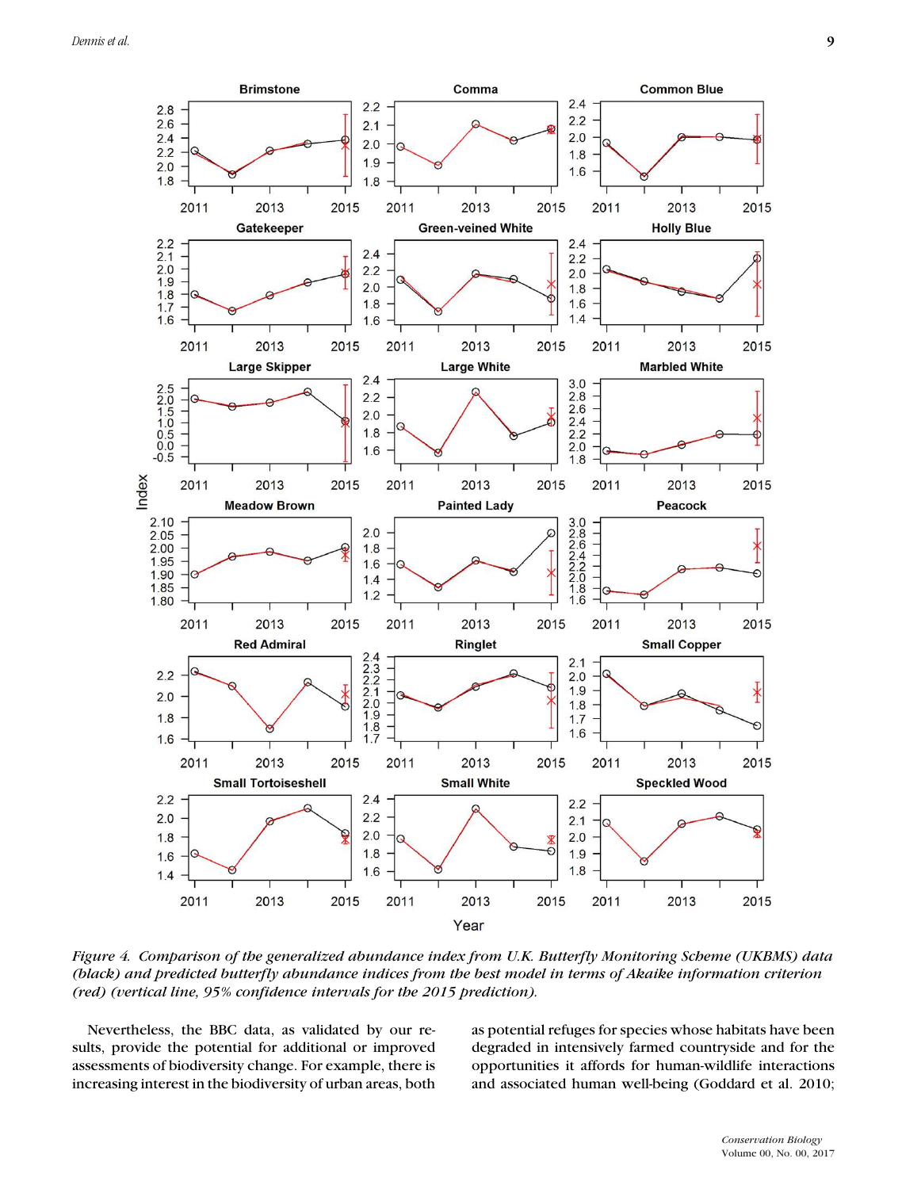Brimstone
2.8
2.6
2.4
2.2
2.0
1.8
2011 2013 2015

Comma
2.2
2.1
2.0
1.9
1.8
2011 2013 2015

Common Blue
2.4
2.2
2.0
1.8
1.6
2011 2013 2015

Gatekeeper
2.2
2.1
2.0
1.9
1.8
1.7
1.6
2011 2013 2015

Green-veined White
2.4
2.2
2.0
1.8
1.6
2011 2013 2015

Holly Blue
2.4
2.2
2.0
1.8
1.6
1.4
2011 2013 2015

Large Skipper
2.5
2.0
1.5
1.0
0.5
0.0
-0.5
2011 2013 2015

Large White
2.4
2.2
2.0
1.8
1.6
2011 2013 2015

Marbled White
3.0
2.8
2.6
2.4
2.2
2.0
1.8
2011 2013 2015

Meadow Brown
2.10
2.05
2.00
1.95
1.90
1.85
1.80
2011 2013 2015

Painted Lady
2.0
1.8
1.6
1.4
1.2
2011 2013 2015

Peacock
3.0
2.8
2.6
2.4
2.2
2.0
1.8
1.6
2011 2013 2015

Red Admiral
2.2
2.0
1.8
1.6
2011 2013 2015

Ringlet
2.4
2.3
2.2
2.1
2.0
1.9
1.8
1.7
2011 2013 2015

Small Copper
2.1
2.0
1.9
1.8
1.7
1.6
2011 2013 2015

Small Tortoiseshell
2.2
2.0
1.8
1.6
1.4
2011 2013 2015

Small White
2.4
2.2
2.0
1.8
1.6
2011 2013 2015

Speckled Wood
2.2
2.1
2.0
1.9
1.8
2011 2013 2015

Index

Year

*Figure 4. Comparison of the generalized abundance index from U.K. Butterfly Monitoring Scheme (UKBMS) data (black) and predicted butterfly abundance indices from the best model in terms of Akaike information criterion (red) (vertical line, 95% confidence intervals for the 2015 prediction).*

Nevertheless, the BBC data, as validated by our results, provide the potential for additional or improved assessments of biodiversity change. For example, there is increasing interest in the biodiversity of urban areas, both as potential refuges for species whose habitats have been degraded in intensively farmed countryside and for the opportunities it affords for human-wildlife interactions and associated human well-being (Goddard et al. 2010;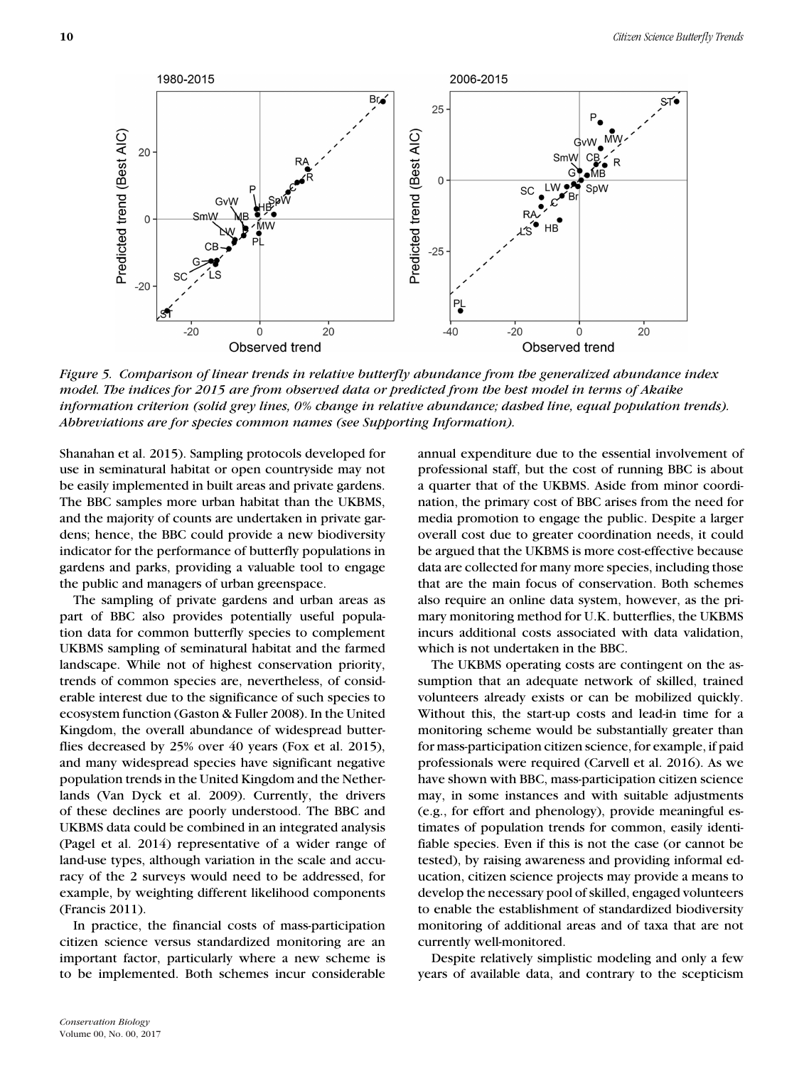1980-2015

2006-2015

Predicted trend (Best AIC)

Observed trend

Br, RA, R, C, SpW, P, HB, GvW, MB, SmW, MW, LW, PL, CB, G, SC, LS, ST

ST, P, MW, GvW, SmW, CB, R, G, MB, LW, SpW, SC, Br, C, RA, HB, LS, PL

20, 0, -20, -20, 0, 20

25, 0, -25, -40, -20, 0, 20

*Figure 5. Comparison of linear trends in relative butterfly abundance from the generalized abundance index model. The indices for 2015 are from observed data or predicted from the best model in terms of Akaike information criterion (solid grey lines, 0% change in relative abundance; dashed line, equal population trends). Abbreviations are for species common names (see Supporting Information).*

Shanahan et al. 2015). Sampling protocols developed for use in seminatural habitat or open countryside may not be easily implemented in built areas and private gardens. The BBC samples more urban habitat than the UKBMS, and the majority of counts are undertaken in private gardens; hence, the BBC could provide a new biodiversity indicator for the performance of butterfly populations in gardens and parks, providing a valuable tool to engage the public and managers of urban greenspace.

The sampling of private gardens and urban areas as part of BBC also provides potentially useful population data for common butterfly species to complement UKBMS sampling of seminatural habitat and the farmed landscape. While not of highest conservation priority, trends of common species are, nevertheless, of considerable interest due to the significance of such species to ecosystem function (Gaston & Fuller 2008). In the United Kingdom, the overall abundance of widespread butterflies decreased by 25% over 40 years (Fox et al. 2015), and many widespread species have significant negative population trends in the United Kingdom and the Netherlands (Van Dyck et al. 2009). Currently, the drivers of these declines are poorly understood. The BBC and UKBMS data could be combined in an integrated analysis (Pagel et al. 2014) representative of a wider range of land-use types, although variation in the scale and accuracy of the 2 surveys would need to be addressed, for example, by weighting different likelihood components (Francis 2011).

In practice, the financial costs of mass-participation citizen science versus standardized monitoring are an important factor, particularly where a new scheme is to be implemented. Both schemes incur considerable annual expenditure due to the essential involvement of professional staff, but the cost of running BBC is about a quarter that of the UKBMS. Aside from minor coordination, the primary cost of BBC arises from the need for media promotion to engage the public. Despite a larger overall cost due to greater coordination needs, it could be argued that the UKBMS is more cost-effective because data are collected for many more species, including those that are the main focus of conservation. Both schemes also require an online data system, however, as the primary monitoring method for U.K. butterflies, the UKBMS incurs additional costs associated with data validation, which is not undertaken in the BBC.

The UKBMS operating costs are contingent on the assumption that an adequate network of skilled, trained volunteers already exists or can be mobilized quickly. Without this, the start-up costs and lead-in time for a monitoring scheme would be substantially greater than for mass-participation citizen science, for example, if paid professionals were required (Carvell et al. 2016). As we have shown with BBC, mass-participation citizen science may, in some instances and with suitable adjustments (e.g., for effort and phenology), provide meaningful estimates of population trends for common, easily identifiable species. Even if this is not the case (or cannot be tested), by raising awareness and providing informal education, citizen science projects may provide a means to develop the necessary pool of skilled, engaged volunteers to enable the establishment of standardized biodiversity monitoring of additional areas and of taxa that are not currently well-monitored.

Despite relatively simplistic modeling and only a few years of available data, and contrary to the scepticism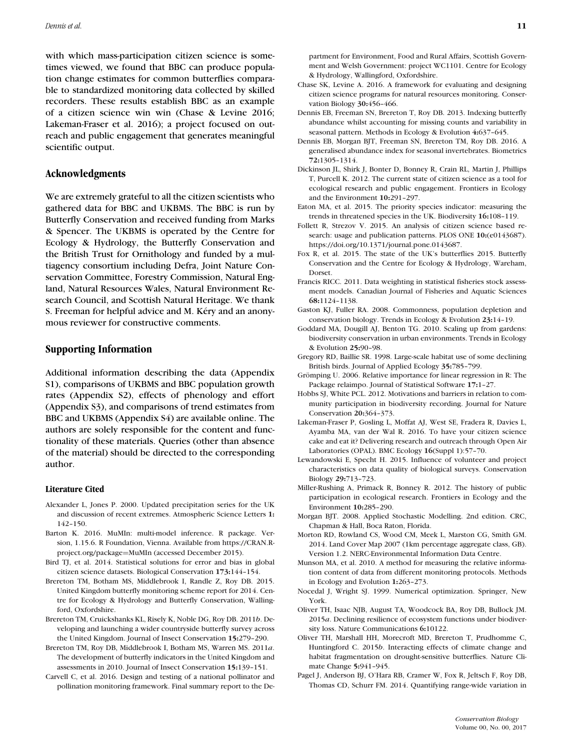with which mass-participation citizen science is sometimes viewed, we found that BBC can produce population change estimates for common butterflies comparable to standardized monitoring data collected by skilled recorders. These results establish BBC as an example of a citizen science win win (Chase & Levine 2016; Lakeman-Fraser et al. 2016); a project focused on outreach and public engagement that generates meaningful scientific output.

## Acknowledgments

We are extremely grateful to all the citizen scientists who gathered data for BBC and UKBMS. The BBC is run by Butterfly Conservation and received funding from Marks & Spencer. The UKBMS is operated by the Centre for Ecology & Hydrology, the Butterfly Conservation and the British Trust for Ornithology and funded by a multiagency consortium including Defra, Joint Nature Conservation Committee, Forestry Commission, Natural England, Natural Resources Wales, Natural Environment Research Council, and Scottish Natural Heritage. We thank S. Freeman for helpful advice and M. Kéry and an anonymous reviewer for constructive comments.

## Supporting Information

Additional information describing the data (Appendix S1), comparisons of UKBMS and BBC population growth rates (Appendix S2), effects of phenology and effort (Appendix S3), and comparisons of trend estimates from BBC and UKBMS (Appendix S4) are available online. The authors are solely responsible for the content and functionality of these materials. Queries (other than absence of the material) should be directed to the corresponding author.

### Literature Cited

Alexander L, Jones P. 2000. Updated precipitation series for the UK and discussion of recent extremes. Atmospheric Science Letters **1:** 142–150.

Barton K. 2016. MuMIn: multi-model inference. R package. Version, 1.15.6. R Foundation, Vienna. Available from https://CRAN.R-project.org/package=MuMIn (accessed December 2015).

Bird TJ, et al. 2014. Statistical solutions for error and bias in global citizen science datasets. Biological Conservation **173:**144–154.

Brereton TM, Botham MS, Middlebrook I, Randle Z, Roy DB. 2015. United Kingdom butterfly monitoring scheme report for 2014. Centre for Ecology & Hydrology and Butterfly Conservation, Wallingford, Oxfordshire.

Brereton TM, Cruickshanks KL, Risely K, Noble DG, Roy DB. 2011*b*. Developing and launching a wider countryside butterfly survey across the United Kingdom. Journal of Insect Conservation **15:**279–290.

Brereton TM, Roy DB, Middlebrook I, Botham MS, Warren MS. 2011*a*. The development of butterfly indicators in the United Kingdom and assessments in 2010. Journal of Insect Conservation **15:**139–151.

Carvell C, et al. 2016. Design and testing of a national pollinator and pollination monitoring framework. Final summary report to the Department for Environment, Food and Rural Affairs, Scottish Government and Welsh Government: project WC1101. Centre for Ecology & Hydrology, Wallingford, Oxfordshire.

Chase SK, Levine A. 2016. A framework for evaluating and designing citizen science programs for natural resources monitoring. Conservation Biology **30:**456–466.

Dennis EB, Freeman SN, Brereton T, Roy DB. 2013. Indexing butterfly abundance whilst accounting for missing counts and variability in seasonal pattern. Methods in Ecology & Evolution **4:**637–645.

Dennis EB, Morgan BJT, Freeman SN, Brereton TM, Roy DB. 2016. A generalised abundance index for seasonal invertebrates. Biometrics **72:**1305–1314.

Dickinson JL, Shirk J, Bonter D, Bonney R, Crain RL, Martin J, Phillips T, Purcell K. 2012. The current state of citizen science as a tool for ecological research and public engagement. Frontiers in Ecology and the Environment **10:**291–297.

Eaton MA, et al. 2015. The priority species indicator: measuring the trends in threatened species in the UK. Biodiversity **16:**108–119.

Follett R, Strezov V. 2015. An analysis of citizen science based research: usage and publication patterns. PLOS ONE **10:**(e0143687). https://doi.org/10.1371/journal.pone.0143687.

Fox R, et al. 2015. The state of the UK's butterflies 2015. Butterfly Conservation and the Centre for Ecology & Hydrology, Wareham, Dorset.

Francis RICC. 2011. Data weighting in statistical fisheries stock assessment models. Canadian Journal of Fisheries and Aquatic Sciences **68:**1124–1138.

Gaston KJ, Fuller RA. 2008. Commonness, population depletion and conservation biology. Trends in Ecology & Evolution **23:**14–19.

Goddard MA, Dougill AJ, Benton TG. 2010. Scaling up from gardens: biodiversity conservation in urban environments. Trends in Ecology & Evolution **25:**90–98.

Gregory RD, Baillie SR. 1998. Large-scale habitat use of some declining British birds. Journal of Applied Ecology **35:**785–799.

Grömping U. 2006. Relative importance for linear regression in R: The Package relaimpo. Journal of Statistical Software **17:**1–27.

Hobbs SJ, White PCL. 2012. Motivations and barriers in relation to community participation in biodiversity recording. Journal for Nature Conservation **20:**364–373.

Lakeman-Fraser P, Gosling L, Moffat AJ, West SE, Fradera R, Davies L, Ayamba MA, van der Wal R. 2016. To have your citizen science cake and eat it? Delivering research and outreach through Open Air Laboratories (OPAL). BMC Ecology **16**(Suppl 1):57–70.

Lewandowski E, Specht H. 2015. Influence of volunteer and project characteristics on data quality of biological surveys. Conservation Biology **29:**713–723.

Miller-Rushing A, Primack R, Bonney R. 2012. The history of public participation in ecological research. Frontiers in Ecology and the Environment **10:**285–290.

Morgan BJT. 2008. Applied Stochastic Modelling. 2nd edition. CRC, Chapman & Hall, Boca Raton, Florida.

Morton RD, Rowland CS, Wood CM, Meek L, Marston CG, Smith GM. 2014. Land Cover Map 2007 (1km percentage aggregate class, GB). Version 1.2. NERC-Environmental Information Data Centre.

Munson MA, et al. 2010. A method for measuring the relative information content of data from different monitoring protocols. Methods in Ecology and Evolution **1:**263–273.

Nocedal J, Wright SJ. 1999. Numerical optimization. Springer, New York.

Oliver TH, Isaac NJB, August TA, Woodcock BA, Roy DB, Bullock JM. 2015*a*. Declining resilience of ecosystem functions under biodiversity loss. Nature Communications **6:**10122.

Oliver TH, Marshall HH, Morecroft MD, Brereton T, Prudhomme C, Huntingford C. 2015*b*. Interacting effects of climate change and habitat fragmentation on drought-sensitive butterflies. Nature Climate Change **5:**941–945.

Pagel J, Anderson BJ, O'Hara RB, Cramer W, Fox R, Jeltsch F, Roy DB, Thomas CD, Schurr FM. 2014. Quantifying range-wide variation in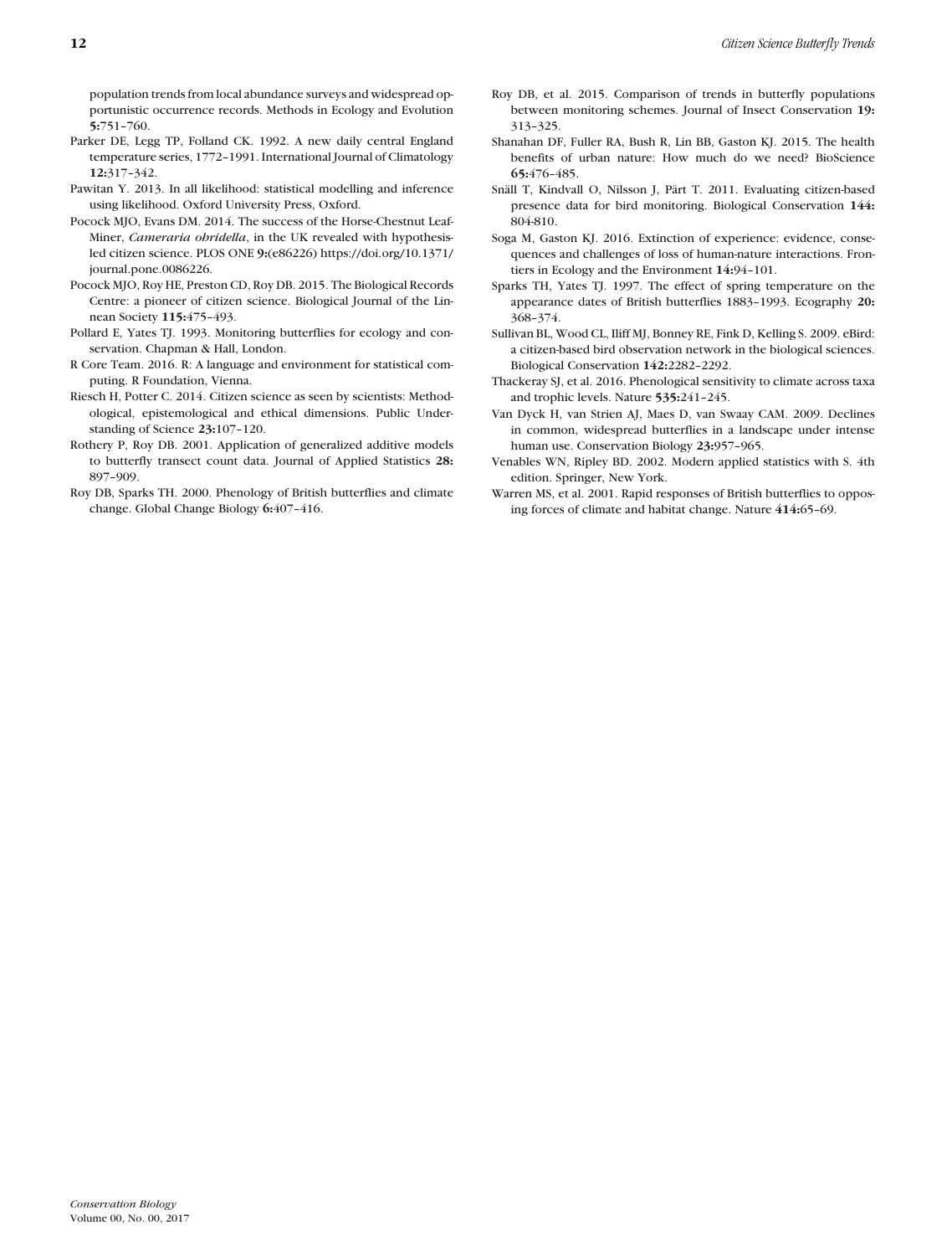population trends from local abundance surveys and widespread opportunistic occurrence records. Methods in Ecology and Evolution **5:**751–760.

Parker DE, Legg TP, Folland CK. 1992. A new daily central England temperature series, 1772–1991. International Journal of Climatology **12:**317–342.

Pawitan Y. 2013. In all likelihood: statistical modelling and inference using likelihood. Oxford University Press, Oxford.

Pocock MJO, Evans DM. 2014. The success of the Horse-Chestnut Leaf-Miner, *Cameraria ohridella*, in the UK revealed with hypothesis-led citizen science. PLOS ONE **9:**(e86226) https://doi.org/10.1371/journal.pone.0086226.

Pocock MJO, Roy HE, Preston CD, Roy DB. 2015. The Biological Records Centre: a pioneer of citizen science. Biological Journal of the Linnean Society **115:**475–493.

Pollard E, Yates TJ. 1993. Monitoring butterflies for ecology and conservation. Chapman & Hall, London.

R Core Team. 2016. R: A language and environment for statistical computing. R Foundation, Vienna.

Riesch H, Potter C. 2014. Citizen science as seen by scientists: Methodological, epistemological and ethical dimensions. Public Understanding of Science **23:**107–120.

Rothery P, Roy DB. 2001. Application of generalized additive models to butterfly transect count data. Journal of Applied Statistics **28:** 897–909.

Roy DB, Sparks TH. 2000. Phenology of British butterflies and climate change. Global Change Biology **6:**407–416.

Roy DB, et al. 2015. Comparison of trends in butterfly populations between monitoring schemes. Journal of Insect Conservation **19:** 313–325.

Shanahan DF, Fuller RA, Bush R, Lin BB, Gaston KJ. 2015. The health benefits of urban nature: How much do we need? BioScience **65:**476–485.

Snäll T, Kindvall O, Nilsson J, Pärt T. 2011. Evaluating citizen-based presence data for bird monitoring. Biological Conservation **144:** 804-810.

Soga M, Gaston KJ. 2016. Extinction of experience: evidence, consequences and challenges of loss of human-nature interactions. Frontiers in Ecology and the Environment **14:**94–101.

Sparks TH, Yates TJ. 1997. The effect of spring temperature on the appearance dates of British butterflies 1883–1993. Ecography **20:** 368–374.

Sullivan BL, Wood CL, Iliff MJ, Bonney RE, Fink D, Kelling S. 2009. eBird: a citizen-based bird observation network in the biological sciences. Biological Conservation **142:**2282–2292.

Thackeray SJ, et al. 2016. Phenological sensitivity to climate across taxa and trophic levels. Nature **535:**241–245.

Van Dyck H, van Strien AJ, Maes D, van Swaay CAM. 2009. Declines in common, widespread butterflies in a landscape under intense human use. Conservation Biology **23:**957–965.

Venables WN, Ripley BD. 2002. Modern applied statistics with S. 4th edition. Springer, New York.

Warren MS, et al. 2001. Rapid responses of British butterflies to opposing forces of climate and habitat change. Nature **414:**65–69.